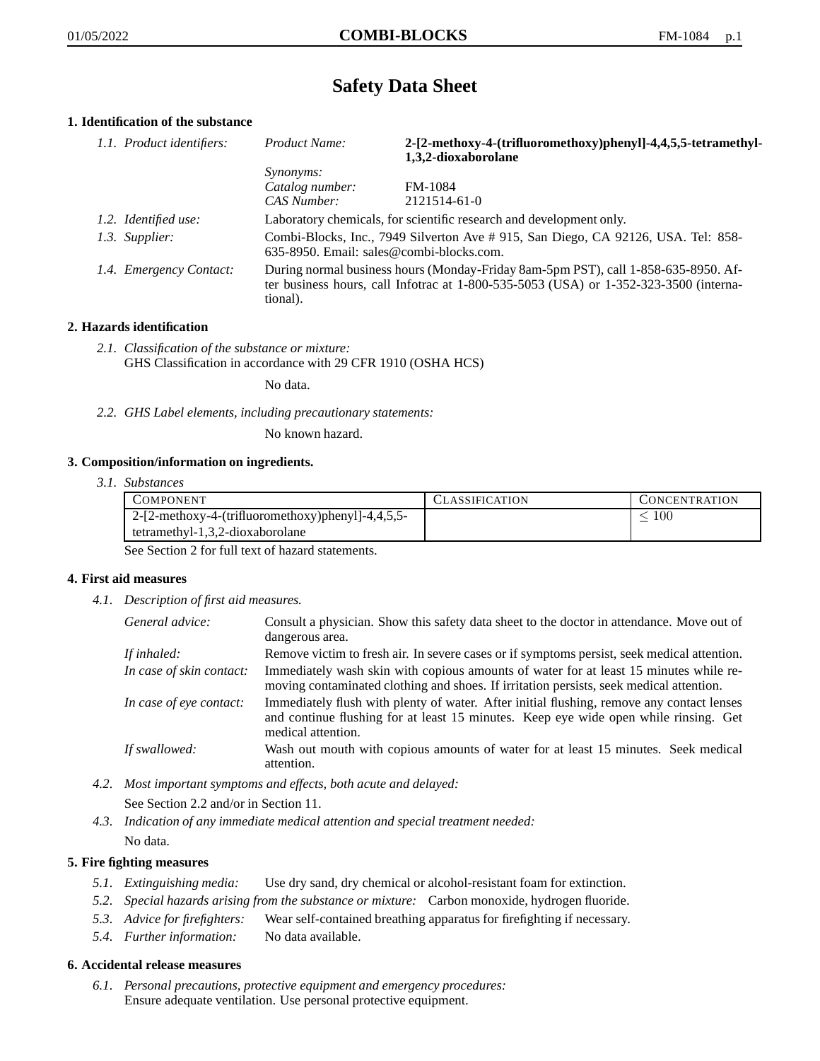# Safety Data Sheet

## 1. Identification of the substance

| | | |
|---|---|---|
| *1.1. Product identifiers:* | *Product Name:* | **2-[2-methoxy-4-(trifluoromethoxy)phenyl]-4,4,5,5-tetramethyl-1,3,2-dioxaborolane** |
| | *Synonyms:* | |
| | *Catalog number:* | FM-1084 |
| | *CAS Number:* | 2121514-61-0 |
| *1.2. Identified use:* | Laboratory chemicals, for scientific research and development only. | |
| *1.3. Supplier:* | Combi-Blocks, Inc., 7949 Silverton Ave # 915, San Diego, CA 92126, USA. Tel: 858-635-8950. Email: sales@combi-blocks.com. | |
| *1.4. Emergency Contact:* | During normal business hours (Monday-Friday 8am-5pm PST), call 1-858-635-8950. After business hours, call Infotrac at 1-800-535-5053 (USA) or 1-352-323-3500 (international). | |

## 2. Hazards identification

*2.1. Classification of the substance or mixture:*
GHS Classification in accordance with 29 CFR 1910 (OSHA HCS)

No data.

*2.2. GHS Label elements, including precautionary statements:*

No known hazard.

## 3. Composition/information on ingredients.

*3.1. Substances*

| Component | Classification | Concentration |
|---|---|---|
| 2-[2-methoxy-4-(trifluoromethoxy)phenyl]-4,4,5,5-tetramethyl-1,3,2-dioxaborolane | | $\leq 100$ |

See Section 2 for full text of hazard statements.

## 4. First aid measures

*4.1. Description of first aid measures.*

| | |
|---|---|
| *General advice:* | Consult a physician. Show this safety data sheet to the doctor in attendance. Move out of dangerous area. |
| *If inhaled:* | Remove victim to fresh air. In severe cases or if symptoms persist, seek medical attention. |
| *In case of skin contact:* | Immediately wash skin with copious amounts of water for at least 15 minutes while removing contaminated clothing and shoes. If irritation persists, seek medical attention. |
| *In case of eye contact:* | Immediately flush with plenty of water. After initial flushing, remove any contact lenses and continue flushing for at least 15 minutes. Keep eye wide open while rinsing. Get medical attention. |
| *If swallowed:* | Wash out mouth with copious amounts of water for at least 15 minutes. Seek medical attention. |

*4.2. Most important symptoms and effects, both acute and delayed:*
See Section 2.2 and/or in Section 11.

*4.3. Indication of any immediate medical attention and special treatment needed:*
No data.

## 5. Fire fighting measures

*5.1. Extinguishing media:* Use dry sand, dry chemical or alcohol-resistant foam for extinction.

*5.2. Special hazards arising from the substance or mixture:* Carbon monoxide, hydrogen fluoride.

*5.3. Advice for firefighters:* Wear self-contained breathing apparatus for firefighting if necessary.

*5.4. Further information:* No data available.

## 6. Accidental release measures

*6.1. Personal precautions, protective equipment and emergency procedures:*
Ensure adequate ventilation. Use personal protective equipment.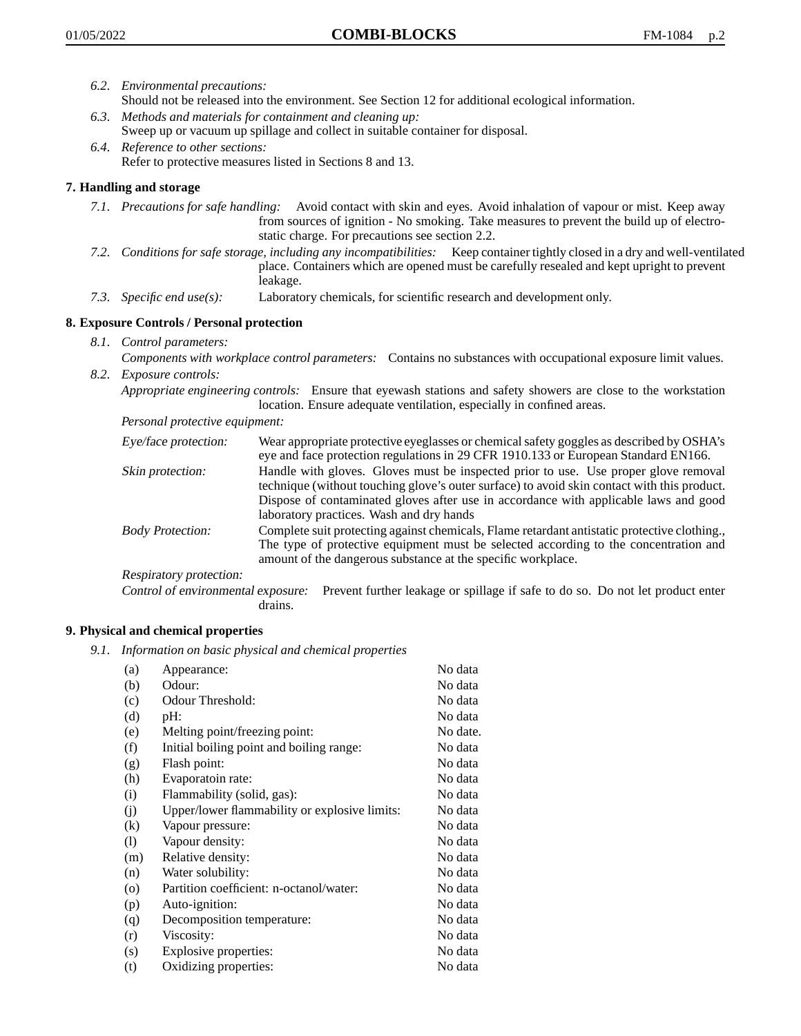*6.2. Environmental precautions:*
Should not be released into the environment. See Section 12 for additional ecological information.

*6.3. Methods and materials for containment and cleaning up:*
Sweep up or vacuum up spillage and collect in suitable container for disposal.

*6.4. Reference to other sections:*
Refer to protective measures listed in Sections 8 and 13.

## 7. Handling and storage

*7.1. Precautions for safe handling:* Avoid contact with skin and eyes. Avoid inhalation of vapour or mist. Keep away from sources of ignition - No smoking. Take measures to prevent the build up of electrostatic charge. For precautions see section 2.2.

*7.2. Conditions for safe storage, including any incompatibilities:* Keep container tightly closed in a dry and well-ventilated place. Containers which are opened must be carefully resealed and kept upright to prevent leakage.

*7.3. Specific end use(s):* Laboratory chemicals, for scientific research and development only.

## 8. Exposure Controls / Personal protection

*8.1. Control parameters:*

*Components with workplace control parameters:* Contains no substances with occupational exposure limit values.

*8.2. Exposure controls:*

*Appropriate engineering controls:* Ensure that eyewash stations and safety showers are close to the workstation location. Ensure adequate ventilation, especially in confined areas.

*Personal protective equipment:*

*Eye/face protection:* Wear appropriate protective eyeglasses or chemical safety goggles as described by OSHA's eye and face protection regulations in 29 CFR 1910.133 or European Standard EN166.

*Skin protection:* Handle with gloves. Gloves must be inspected prior to use. Use proper glove removal technique (without touching glove's outer surface) to avoid skin contact with this product. Dispose of contaminated gloves after use in accordance with applicable laws and good laboratory practices. Wash and dry hands

*Body Protection:* Complete suit protecting against chemicals, Flame retardant antistatic protective clothing., The type of protective equipment must be selected according to the concentration and amount of the dangerous substance at the specific workplace.

*Respiratory protection:*

*Control of environmental exposure:* Prevent further leakage or spillage if safe to do so. Do not let product enter drains.

## 9. Physical and chemical properties

*9.1. Information on basic physical and chemical properties*

| | | |
|---|---|---|
| (a) | Appearance: | No data |
| (b) | Odour: | No data |
| (c) | Odour Threshold: | No data |
| (d) | pH: | No data |
| (e) | Melting point/freezing point: | No date. |
| (f) | Initial boiling point and boiling range: | No data |
| (g) | Flash point: | No data |
| (h) | Evaporatoin rate: | No data |
| (i) | Flammability (solid, gas): | No data |
| (j) | Upper/lower flammability or explosive limits: | No data |
| (k) | Vapour pressure: | No data |
| (l) | Vapour density: | No data |
| (m) | Relative density: | No data |
| (n) | Water solubility: | No data |
| (o) | Partition coefficient: n-octanol/water: | No data |
| (p) | Auto-ignition: | No data |
| (q) | Decomposition temperature: | No data |
| (r) | Viscosity: | No data |
| (s) | Explosive properties: | No data |
| (t) | Oxidizing properties: | No data |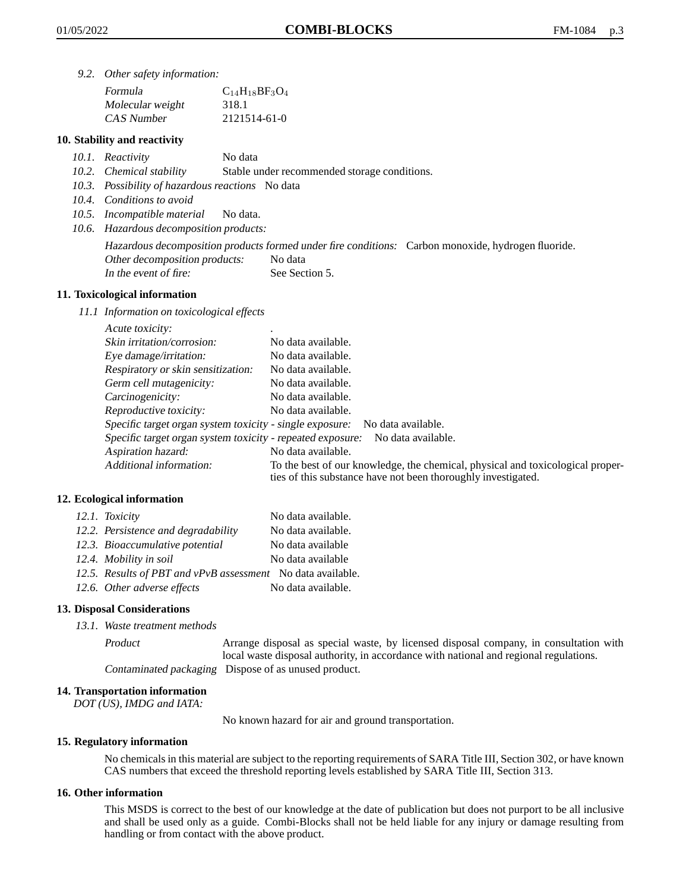*9.2. Other safety information:*

| | |
|---|---|
| *Formula* | $C_{14}H_{18}BF_3O_4$ |
| *Molecular weight* | 318.1 |
| *CAS Number* | 2121514-61-0 |

## 10. Stability and reactivity

- *10.1. Reactivity* No data
- *10.2. Chemical stability* Stable under recommended storage conditions.
- *10.3. Possibility of hazardous reactions* No data
- *10.4. Conditions to avoid*
- *10.5. Incompatible material* No data.
- *10.6. Hazardous decomposition products:*

*Hazardous decomposition products formed under fire conditions:* Carbon monoxide, hydrogen fluoride.
*Other decomposition products:* No data
*In the event of fire:* See Section 5.

## 11. Toxicological information

*11.1 Information on toxicological effects*

| | |
|---|---|
| *Acute toxicity:* | . |
| *Skin irritation/corrosion:* | No data available. |
| *Eye damage/irritation:* | No data available. |
| *Respiratory or skin sensitization:* | No data available. |
| *Germ cell mutagenicity:* | No data available. |
| *Carcinogenicity:* | No data available. |
| *Reproductive toxicity:* | No data available. |
| *Specific target organ system toxicity - single exposure:* | No data available. |
| *Specific target organ system toxicity - repeated exposure:* | No data available. |
| *Aspiration hazard:* | No data available. |
| *Additional information:* | To the best of our knowledge, the chemical, physical and toxicological properties of this substance have not been thoroughly investigated. |

## 12. Ecological information

| | |
|---|---|
| *12.1. Toxicity* | No data available. |
| *12.2. Persistence and degradability* | No data available. |
| *12.3. Bioaccumulative potential* | No data available |
| *12.4. Mobility in soil* | No data available |
| *12.5. Results of PBT and vPvB assessment* | No data available. |
| *12.6. Other adverse effects* | No data available. |

## 13. Disposal Considerations

*13.1. Waste treatment methods*

*Product* Arrange disposal as special waste, by licensed disposal company, in consultation with local waste disposal authority, in accordance with national and regional regulations.

*Contaminated packaging* Dispose of as unused product.

## 14. Transportation information

*DOT (US), IMDG and IATA:*

No known hazard for air and ground transportation.

## 15. Regulatory information

No chemicals in this material are subject to the reporting requirements of SARA Title III, Section 302, or have known CAS numbers that exceed the threshold reporting levels established by SARA Title III, Section 313.

## 16. Other information

This MSDS is correct to the best of our knowledge at the date of publication but does not purport to be all inclusive and shall be used only as a guide. Combi-Blocks shall not be held liable for any injury or damage resulting from handling or from contact with the above product.